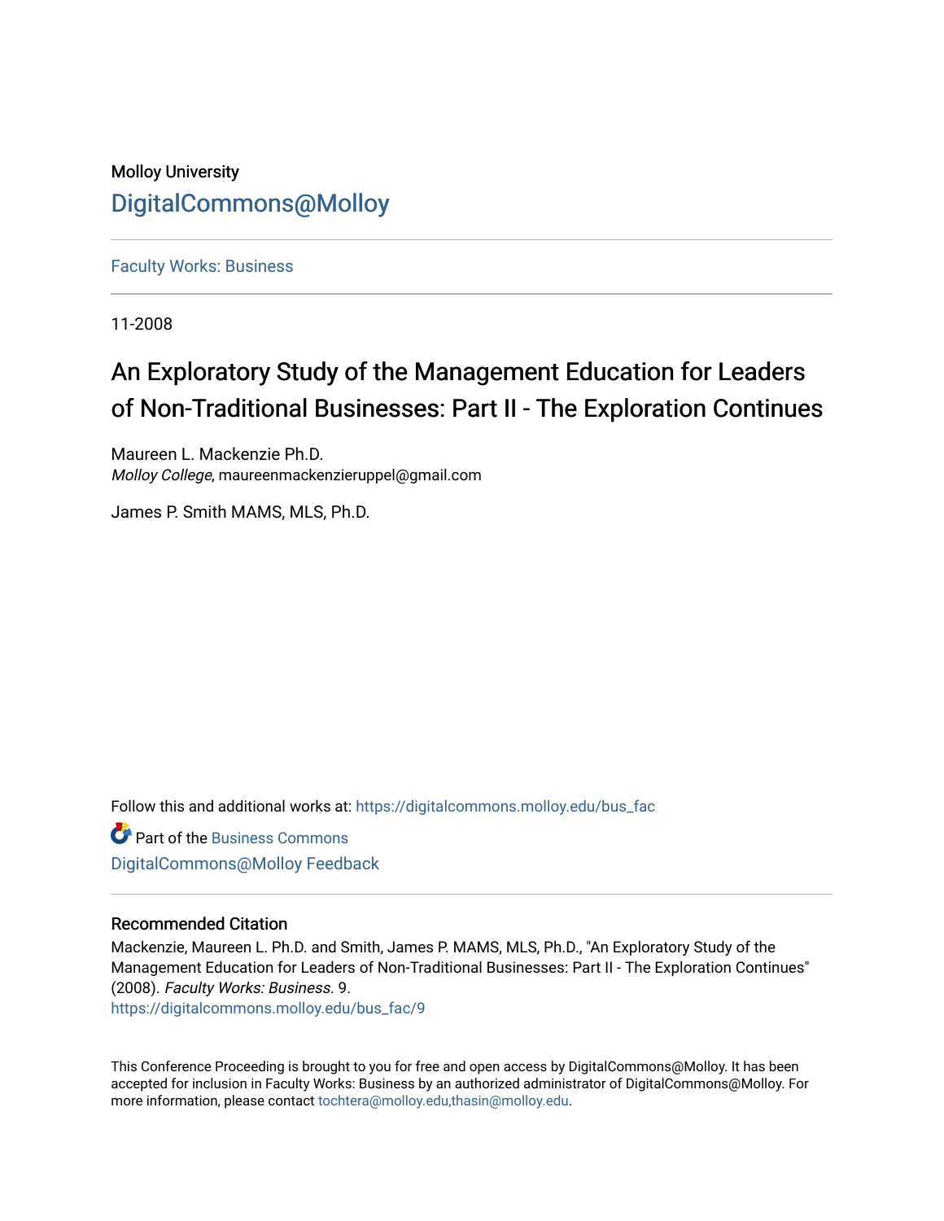Molloy University

# DigitalCommons@Molloy

Faculty Works: Business

11-2008

# An Exploratory Study of the Management Education for Leaders of Non-Traditional Businesses: Part II - The Exploration Continues

Maureen L. Mackenzie Ph.D.
*Molloy College*, maureenmackenzieruppel@gmail.com

James P. Smith MAMS, MLS, Ph.D.

Follow this and additional works at: https://digitalcommons.molloy.edu/bus_fac

Part of the Business Commons

DigitalCommons@Molloy Feedback

## Recommended Citation

Mackenzie, Maureen L. Ph.D. and Smith, James P. MAMS, MLS, Ph.D., "An Exploratory Study of the Management Education for Leaders of Non-Traditional Businesses: Part II - The Exploration Continues" (2008). *Faculty Works: Business*. 9.
https://digitalcommons.molloy.edu/bus_fac/9

This Conference Proceeding is brought to you for free and open access by DigitalCommons@Molloy. It has been accepted for inclusion in Faculty Works: Business by an authorized administrator of DigitalCommons@Molloy. For more information, please contact tochtera@molloy.edu,thasin@molloy.edu.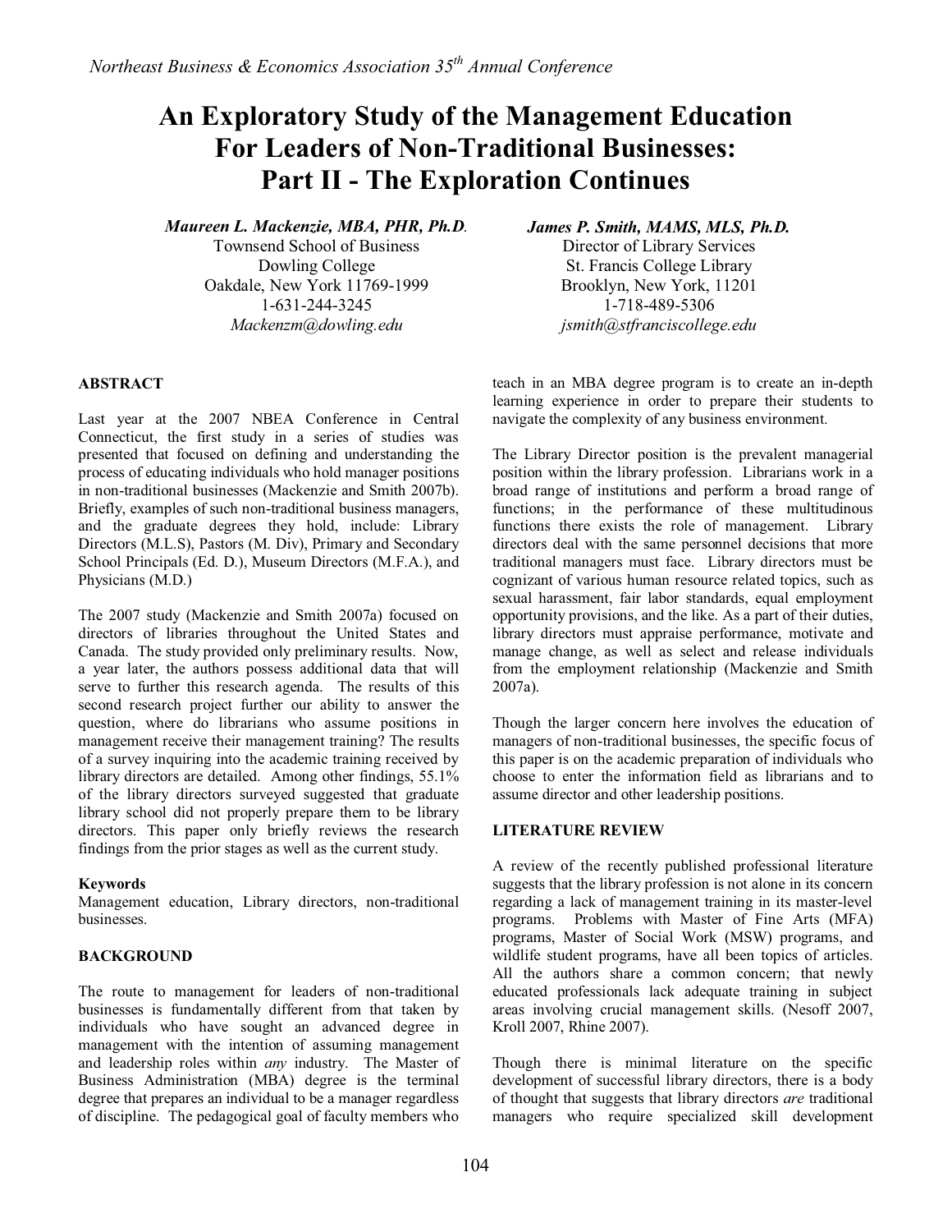# An Exploratory Study of the Management Education For Leaders of Non-Traditional Businesses: Part II - The Exploration Continues

***Maureen L. Mackenzie, MBA, PHR, Ph.D.***
Townsend School of Business
Dowling College
Oakdale, New York 11769-1999
1-631-244-3245
*Mackenzm@dowling.edu*

***James P. Smith, MAMS, MLS, Ph.D.***
Director of Library Services
St. Francis College Library
Brooklyn, New York, 11201
1-718-489-5306
*jsmith@stfranciscollege.edu*

## ABSTRACT

Last year at the 2007 NBEA Conference in Central Connecticut, the first study in a series of studies was presented that focused on defining and understanding the process of educating individuals who hold manager positions in non-traditional businesses (Mackenzie and Smith 2007b). Briefly, examples of such non-traditional business managers, and the graduate degrees they hold, include: Library Directors (M.L.S), Pastors (M. Div), Primary and Secondary School Principals (Ed. D.), Museum Directors (M.F.A.), and Physicians (M.D.)

The 2007 study (Mackenzie and Smith 2007a) focused on directors of libraries throughout the United States and Canada. The study provided only preliminary results. Now, a year later, the authors possess additional data that will serve to further this research agenda. The results of this second research project further our ability to answer the question, where do librarians who assume positions in management receive their management training? The results of a survey inquiring into the academic training received by library directors are detailed. Among other findings, 55.1% of the library directors surveyed suggested that graduate library school did not properly prepare them to be library directors. This paper only briefly reviews the research findings from the prior stages as well as the current study.

### Keywords

Management education, Library directors, non-traditional businesses.

## BACKGROUND

The route to management for leaders of non-traditional businesses is fundamentally different from that taken by individuals who have sought an advanced degree in management with the intention of assuming management and leadership roles within *any* industry. The Master of Business Administration (MBA) degree is the terminal degree that prepares an individual to be a manager regardless of discipline. The pedagogical goal of faculty members who teach in an MBA degree program is to create an in-depth learning experience in order to prepare their students to navigate the complexity of any business environment.

The Library Director position is the prevalent managerial position within the library profession. Librarians work in a broad range of institutions and perform a broad range of functions; in the performance of these multitudinous functions there exists the role of management. Library directors deal with the same personnel decisions that more traditional managers must face. Library directors must be cognizant of various human resource related topics, such as sexual harassment, fair labor standards, equal employment opportunity provisions, and the like. As a part of their duties, library directors must appraise performance, motivate and manage change, as well as select and release individuals from the employment relationship (Mackenzie and Smith 2007a).

Though the larger concern here involves the education of managers of non-traditional businesses, the specific focus of this paper is on the academic preparation of individuals who choose to enter the information field as librarians and to assume director and other leadership positions.

## LITERATURE REVIEW

A review of the recently published professional literature suggests that the library profession is not alone in its concern regarding a lack of management training in its master-level programs. Problems with Master of Fine Arts (MFA) programs, Master of Social Work (MSW) programs, and wildlife student programs, have all been topics of articles. All the authors share a common concern; that newly educated professionals lack adequate training in subject areas involving crucial management skills. (Nesoff 2007, Kroll 2007, Rhine 2007).

Though there is minimal literature on the specific development of successful library directors, there is a body of thought that suggests that library directors *are* traditional managers who require specialized skill development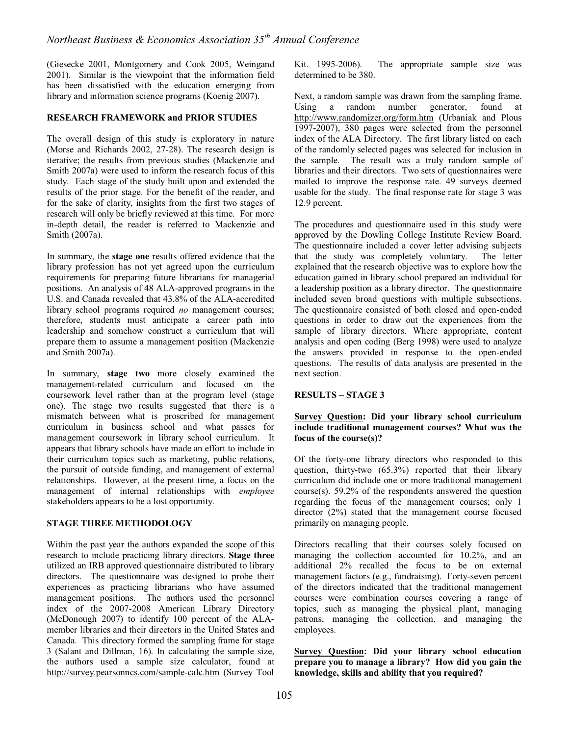(Giesecke 2001, Montgomery and Cook 2005, Weingand 2001). Similar is the viewpoint that the information field has been dissatisfied with the education emerging from library and information science programs (Koenig 2007).

## RESEARCH FRAMEWORK and PRIOR STUDIES

The overall design of this study is exploratory in nature (Morse and Richards 2002, 27-28). The research design is iterative; the results from previous studies (Mackenzie and Smith 2007a) were used to inform the research focus of this study. Each stage of the study built upon and extended the results of the prior stage. For the benefit of the reader, and for the sake of clarity, insights from the first two stages of research will only be briefly reviewed at this time. For more in-depth detail, the reader is referred to Mackenzie and Smith (2007a).

In summary, the **stage one** results offered evidence that the library profession has not yet agreed upon the curriculum requirements for preparing future librarians for managerial positions. An analysis of 48 ALA-approved programs in the U.S. and Canada revealed that 43.8% of the ALA-accredited library school programs required *no* management courses; therefore, students must anticipate a career path into leadership and somehow construct a curriculum that will prepare them to assume a management position (Mackenzie and Smith 2007a).

In summary, **stage two** more closely examined the management-related curriculum and focused on the coursework level rather than at the program level (stage one). The stage two results suggested that there is a mismatch between what is proscribed for management curriculum in business school and what passes for management coursework in library school curriculum. It appears that library schools have made an effort to include in their curriculum topics such as marketing, public relations, the pursuit of outside funding, and management of external relationships. However, at the present time, a focus on the management of internal relationships with *employee* stakeholders appears to be a lost opportunity.

## STAGE THREE METHODOLOGY

Within the past year the authors expanded the scope of this research to include practicing library directors. **Stage three** utilized an IRB approved questionnaire distributed to library directors. The questionnaire was designed to probe their experiences as practicing librarians who have assumed management positions. The authors used the personnel index of the 2007-2008 American Library Directory (McDonough 2007) to identify 100 percent of the ALA-member libraries and their directors in the United States and Canada. This directory formed the sampling frame for stage 3 (Salant and Dillman, 16). In calculating the sample size, the authors used a sample size calculator, found at http://survey.pearsonncs.com/sample-calc.htm (Survey Tool Kit. 1995-2006). The appropriate sample size was determined to be 380.

Next, a random sample was drawn from the sampling frame. Using a random number generator, found at http://www.randomizer.org/form.htm (Urbaniak and Plous 1997-2007), 380 pages were selected from the personnel index of the ALA Directory. The first library listed on each of the randomly selected pages was selected for inclusion in the sample. The result was a truly random sample of libraries and their directors. Two sets of questionnaires were mailed to improve the response rate. 49 surveys deemed usable for the study. The final response rate for stage 3 was 12.9 percent.

The procedures and questionnaire used in this study were approved by the Dowling College Institute Review Board. The questionnaire included a cover letter advising subjects that the study was completely voluntary. The letter explained that the research objective was to explore how the education gained in library school prepared an individual for a leadership position as a library director. The questionnaire included seven broad questions with multiple subsections. The questionnaire consisted of both closed and open-ended questions in order to draw out the experiences from the sample of library directors. Where appropriate, content analysis and open coding (Berg 1998) were used to analyze the answers provided in response to the open-ended questions. The results of data analysis are presented in the next section.

## RESULTS – STAGE 3

**<u>Survey Question</u>: Did your library school curriculum include traditional management courses? What was the focus of the course(s)?**

Of the forty-one library directors who responded to this question, thirty-two (65.3%) reported that their library curriculum did include one or more traditional management course(s). 59.2% of the respondents answered the question regarding the focus of the management courses; only 1 director (2%) stated that the management course focused primarily on managing people.

Directors recalling that their courses solely focused on managing the collection accounted for 10.2%, and an additional 2% recalled the focus to be on external management factors (e.g., fundraising). Forty-seven percent of the directors indicated that the traditional management courses were combination courses covering a range of topics, such as managing the physical plant, managing patrons, managing the collection, and managing the employees.

**<u>Survey Question</u>: Did your library school education prepare you to manage a library? How did you gain the knowledge, skills and ability that you required?**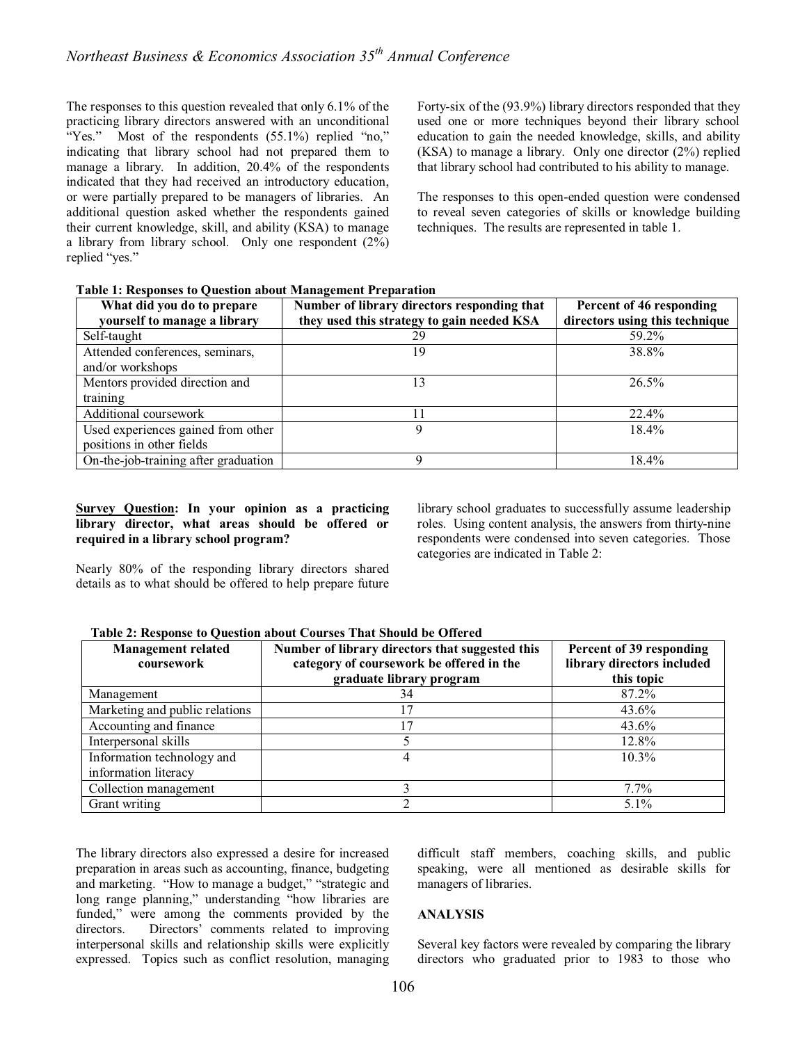The responses to this question revealed that only 6.1% of the practicing library directors answered with an unconditional "Yes." Most of the respondents (55.1%) replied "no," indicating that library school had not prepared them to manage a library. In addition, 20.4% of the respondents indicated that they had received an introductory education, or were partially prepared to be managers of libraries. An additional question asked whether the respondents gained their current knowledge, skill, and ability (KSA) to manage a library from library school. Only one respondent (2%) replied "yes."

Forty-six of the (93.9%) library directors responded that they used one or more techniques beyond their library school education to gain the needed knowledge, skills, and ability (KSA) to manage a library. Only one director (2%) replied that library school had contributed to his ability to manage.

The responses to this open-ended question were condensed to reveal seven categories of skills or knowledge building techniques. The results are represented in table 1.

**Table 1: Responses to Question about Management Preparation**

| What did you do to prepare yourself to manage a library | Number of library directors responding that they used this strategy to gain needed KSA | Percent of 46 responding directors using this technique |
|---|---|---|
| Self-taught | 29 | 59.2% |
| Attended conferences, seminars, and/or workshops | 19 | 38.8% |
| Mentors provided direction and training | 13 | 26.5% |
| Additional coursework | 11 | 22.4% |
| Used experiences gained from other positions in other fields | 9 | 18.4% |
| On-the-job-training after graduation | 9 | 18.4% |

**Survey Question: In your opinion as a practicing library director, what areas should be offered or required in a library school program?**

Nearly 80% of the responding library directors shared details as to what should be offered to help prepare future library school graduates to successfully assume leadership roles. Using content analysis, the answers from thirty-nine respondents were condensed into seven categories. Those categories are indicated in Table 2:

**Table 2: Response to Question about Courses That Should be Offered**

| Management related coursework | Number of library directors that suggested this category of coursework be offered in the graduate library program | Percent of 39 responding library directors included this topic |
|---|---|---|
| Management | 34 | 87.2% |
| Marketing and public relations | 17 | 43.6% |
| Accounting and finance | 17 | 43.6% |
| Interpersonal skills | 5 | 12.8% |
| Information technology and information literacy | 4 | 10.3% |
| Collection management | 3 | 7.7% |
| Grant writing | 2 | 5.1% |

The library directors also expressed a desire for increased preparation in areas such as accounting, finance, budgeting and marketing. "How to manage a budget," "strategic and long range planning," understanding "how libraries are funded," were among the comments provided by the directors. Directors' comments related to improving interpersonal skills and relationship skills were explicitly expressed. Topics such as conflict resolution, managing difficult staff members, coaching skills, and public speaking, were all mentioned as desirable skills for managers of libraries.

## ANALYSIS

Several key factors were revealed by comparing the library directors who graduated prior to 1983 to those who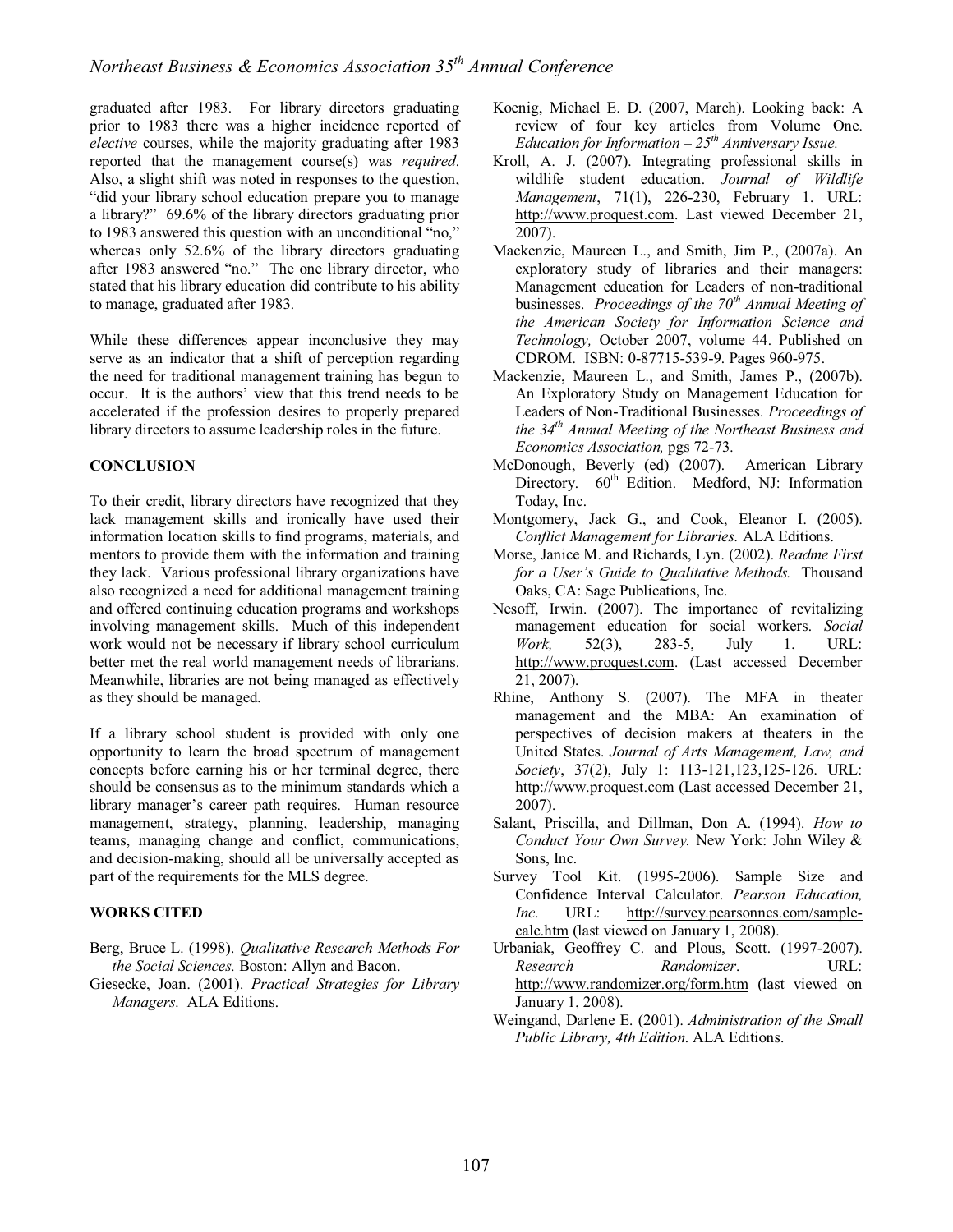graduated after 1983. For library directors graduating prior to 1983 there was a higher incidence reported of *elective* courses, while the majority graduating after 1983 reported that the management course(s) was *required*. Also, a slight shift was noted in responses to the question, "did your library school education prepare you to manage a library?" 69.6% of the library directors graduating prior to 1983 answered this question with an unconditional "no," whereas only 52.6% of the library directors graduating after 1983 answered "no." The one library director, who stated that his library education did contribute to his ability to manage, graduated after 1983.

While these differences appear inconclusive they may serve as an indicator that a shift of perception regarding the need for traditional management training has begun to occur. It is the authors' view that this trend needs to be accelerated if the profession desires to properly prepared library directors to assume leadership roles in the future.

## CONCLUSION

To their credit, library directors have recognized that they lack management skills and ironically have used their information location skills to find programs, materials, and mentors to provide them with the information and training they lack. Various professional library organizations have also recognized a need for additional management training and offered continuing education programs and workshops involving management skills. Much of this independent work would not be necessary if library school curriculum better met the real world management needs of librarians. Meanwhile, libraries are not being managed as effectively as they should be managed.

If a library school student is provided with only one opportunity to learn the broad spectrum of management concepts before earning his or her terminal degree, there should be consensus as to the minimum standards which a library manager's career path requires. Human resource management, strategy, planning, leadership, managing teams, managing change and conflict, communications, and decision-making, should all be universally accepted as part of the requirements for the MLS degree.

## WORKS CITED

Berg, Bruce L. (1998). *Qualitative Research Methods For the Social Sciences.* Boston: Allyn and Bacon.

Giesecke, Joan. (2001). *Practical Strategies for Library Managers.* ALA Editions.

Koenig, Michael E. D. (2007, March). Looking back: A review of four key articles from Volume One. *Education for Information – 25th Anniversary Issue.*

Kroll, A. J. (2007). Integrating professional skills in wildlife student education. *Journal of Wildlife Management*, 71(1), 226-230, February 1. URL: http://www.proquest.com. Last viewed December 21, 2007).

Mackenzie, Maureen L., and Smith, Jim P., (2007a). An exploratory study of libraries and their managers: Management education for Leaders of non-traditional businesses. *Proceedings of the 70th Annual Meeting of the American Society for Information Science and Technology,* October 2007, volume 44. Published on CDROM. ISBN: 0-87715-539-9. Pages 960-975.

Mackenzie, Maureen L., and Smith, James P., (2007b). An Exploratory Study on Management Education for Leaders of Non-Traditional Businesses. *Proceedings of the 34th Annual Meeting of the Northeast Business and Economics Association,* pgs 72-73.

McDonough, Beverly (ed) (2007). American Library Directory. 60th Edition. Medford, NJ: Information Today, Inc.

Montgomery, Jack G., and Cook, Eleanor I. (2005). *Conflict Management for Libraries.* ALA Editions.

Morse, Janice M. and Richards, Lyn. (2002). *Readme First for a User's Guide to Qualitative Methods.* Thousand Oaks, CA: Sage Publications, Inc.

Nesoff, Irwin. (2007). The importance of revitalizing management education for social workers. *Social Work,* 52(3), 283-5, July 1. URL: http://www.proquest.com. (Last accessed December 21, 2007).

Rhine, Anthony S. (2007). The MFA in theater management and the MBA: An examination of perspectives of decision makers at theaters in the United States. *Journal of Arts Management, Law, and Society*, 37(2), July 1: 113-121,123,125-126. URL: http://www.proquest.com (Last accessed December 21, 2007).

Salant, Priscilla, and Dillman, Don A. (1994). *How to Conduct Your Own Survey.* New York: John Wiley & Sons, Inc.

Survey Tool Kit. (1995-2006). Sample Size and Confidence Interval Calculator. *Pearson Education, Inc.* URL: http://survey.pearsonncs.com/sample-calc.htm (last viewed on January 1, 2008).

Urbaniak, Geoffrey C. and Plous, Scott. (1997-2007). *Research Randomizer*. URL: http://www.randomizer.org/form.htm (last viewed on January 1, 2008).

Weingand, Darlene E. (2001). *Administration of the Small Public Library, 4th Edition*. ALA Editions.